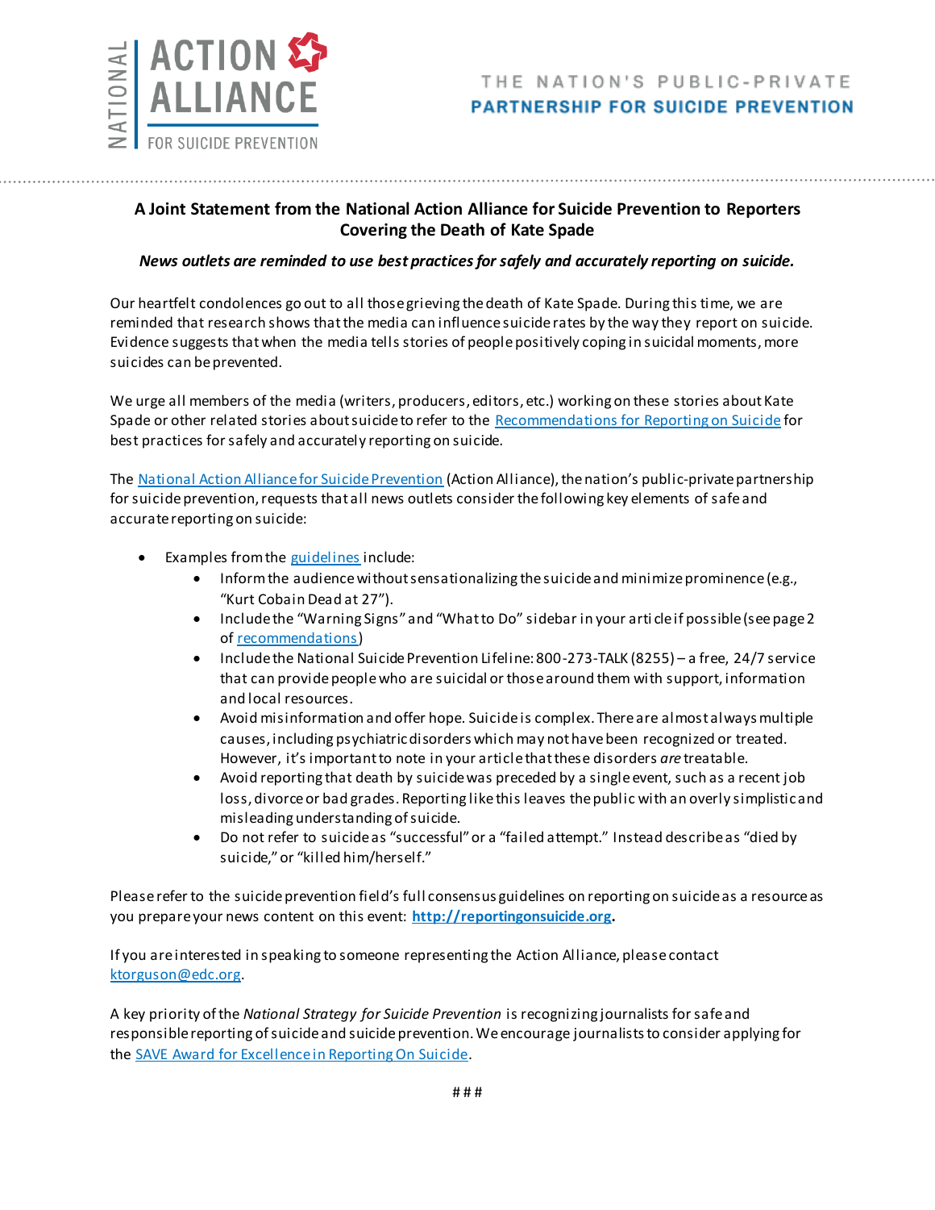NATIONAL ACTION ALLIANCE FOR SUICIDE PREVENTION

THE NATION'S PUBLIC-PRIVATE **PARTNERSHIP FOR SUICIDE PREVENTION**

## A Joint Statement from the National Action Alliance for Suicide Prevention to Reporters Covering the Death of Kate Spade

***News outlets are reminded to use best practices for safely and accurately reporting on suicide.***

Our heartfelt condolences go out to all those grieving the death of Kate Spade. During this time, we are reminded that research shows that the media can influence suicide rates by the way they report on suicide. Evidence suggests that when the media tells stories of people positively coping in suicidal moments, more suicides can be prevented.

We urge all members of the media (writers, producers, editors, etc.) working on these stories about Kate Spade or other related stories about suicide to refer to the Recommendations for Reporting on Suicide for best practices for safely and accurately reporting on suicide.

The National Action Alliance for Suicide Prevention (Action Alliance), the nation's public-private partnership for suicide prevention, requests that all news outlets consider the following key elements of safe and accurate reporting on suicide:

- Examples from the guidelines include:
  - Inform the audience without sensationalizing the suicide and minimize prominence (e.g., "Kurt Cobain Dead at 27").
  - Include the "Warning Signs" and "What to Do" sidebar in your article if possible (see page 2 of recommendations)
  - Include the National Suicide Prevention Lifeline: 800-273-TALK (8255) – a free, 24/7 service that can provide people who are suicidal or those around them with support, information and local resources.
  - Avoid misinformation and offer hope. Suicide is complex. There are almost always multiple causes, including psychiatric disorders which may not have been recognized or treated. However, it's important to note in your article that these disorders *are* treatable.
  - Avoid reporting that death by suicide was preceded by a single event, such as a recent job loss, divorce or bad grades. Reporting like this leaves the public with an overly simplistic and misleading understanding of suicide.
  - Do not refer to suicide as "successful" or a "failed attempt." Instead describe as "died by suicide," or "killed him/herself."

Please refer to the suicide prevention field's full consensus guidelines on reporting on suicide as a resource as you prepare your news content on this event: **http://reportingonsuicide.org.**

If you are interested in speaking to someone representing the Action Alliance, please contact ktorguson@edc.org.

A key priority of the *National Strategy for Suicide Prevention* is recognizing journalists for safe and responsible reporting of suicide and suicide prevention. We encourage journalists to consider applying for the SAVE Award for Excellence in Reporting On Suicide.

# # #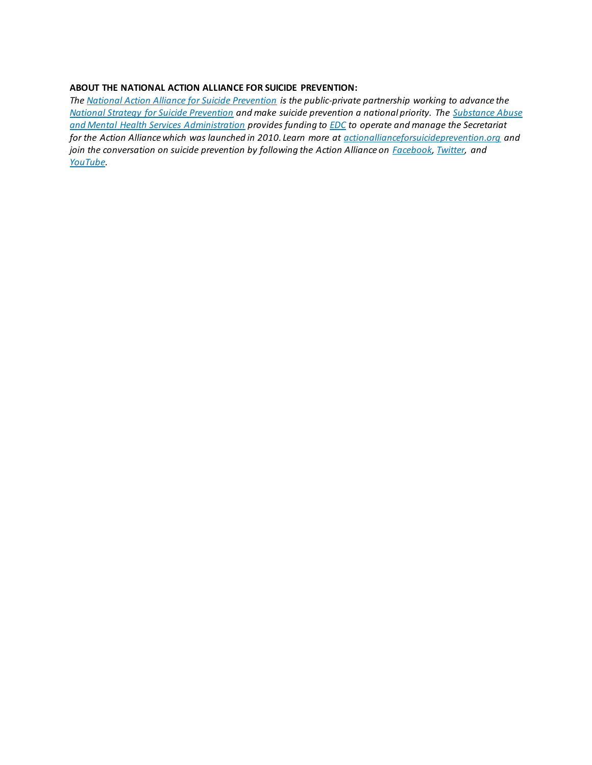**ABOUT THE NATIONAL ACTION ALLIANCE FOR SUICIDE PREVENTION:**

*The National Action Alliance for Suicide Prevention is the public-private partnership working to advance the National Strategy for Suicide Prevention and make suicide prevention a national priority. The Substance Abuse and Mental Health Services Administration provides funding to EDC to operate and manage the Secretariat for the Action Alliance which was launched in 2010. Learn more at actionallianceforsuicideprevention.org and join the conversation on suicide prevention by following the Action Alliance on Facebook, Twitter, and YouTube.*